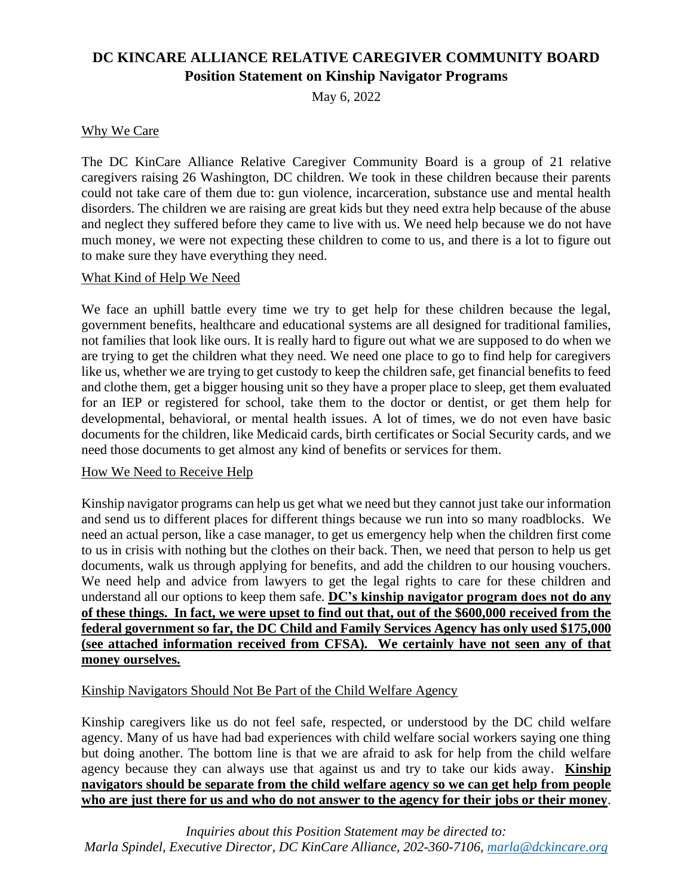# DC KINCARE ALLIANCE RELATIVE CAREGIVER COMMUNITY BOARD

## Position Statement on Kinship Navigator Programs

May 6, 2022

### Why We Care

The DC KinCare Alliance Relative Caregiver Community Board is a group of 21 relative caregivers raising 26 Washington, DC children. We took in these children because their parents could not take care of them due to: gun violence, incarceration, substance use and mental health disorders. The children we are raising are great kids but they need extra help because of the abuse and neglect they suffered before they came to live with us. We need help because we do not have much money, we were not expecting these children to come to us, and there is a lot to figure out to make sure they have everything they need.

### What Kind of Help We Need

We face an uphill battle every time we try to get help for these children because the legal, government benefits, healthcare and educational systems are all designed for traditional families, not families that look like ours. It is really hard to figure out what we are supposed to do when we are trying to get the children what they need. We need one place to go to find help for caregivers like us, whether we are trying to get custody to keep the children safe, get financial benefits to feed and clothe them, get a bigger housing unit so they have a proper place to sleep, get them evaluated for an IEP or registered for school, take them to the doctor or dentist, or get them help for developmental, behavioral, or mental health issues. A lot of times, we do not even have basic documents for the children, like Medicaid cards, birth certificates or Social Security cards, and we need those documents to get almost any kind of benefits or services for them.

### How We Need to Receive Help

Kinship navigator programs can help us get what we need but they cannot just take our information and send us to different places for different things because we run into so many roadblocks. We need an actual person, like a case manager, to get us emergency help when the children first come to us in crisis with nothing but the clothes on their back. Then, we need that person to help us get documents, walk us through applying for benefits, and add the children to our housing vouchers. We need help and advice from lawyers to get the legal rights to care for these children and understand all our options to keep them safe. **DC's kinship navigator program does not do any of these things. In fact, we were upset to find out that, out of the $600,000 received from the federal government so far, the DC Child and Family Services Agency has only used $175,000 (see attached information received from CFSA). We certainly have not seen any of that money ourselves.**

### Kinship Navigators Should Not Be Part of the Child Welfare Agency

Kinship caregivers like us do not feel safe, respected, or understood by the DC child welfare agency. Many of us have had bad experiences with child welfare social workers saying one thing but doing another. The bottom line is that we are afraid to ask for help from the child welfare agency because they can always use that against us and try to take our kids away. **Kinship navigators should be separate from the child welfare agency so we can get help from people who are just there for us and who do not answer to the agency for their jobs or their money**.

*Inquiries about this Position Statement may be directed to:*
*Marla Spindel, Executive Director, DC KinCare Alliance, 202-360-7106, marla@dckincare.org*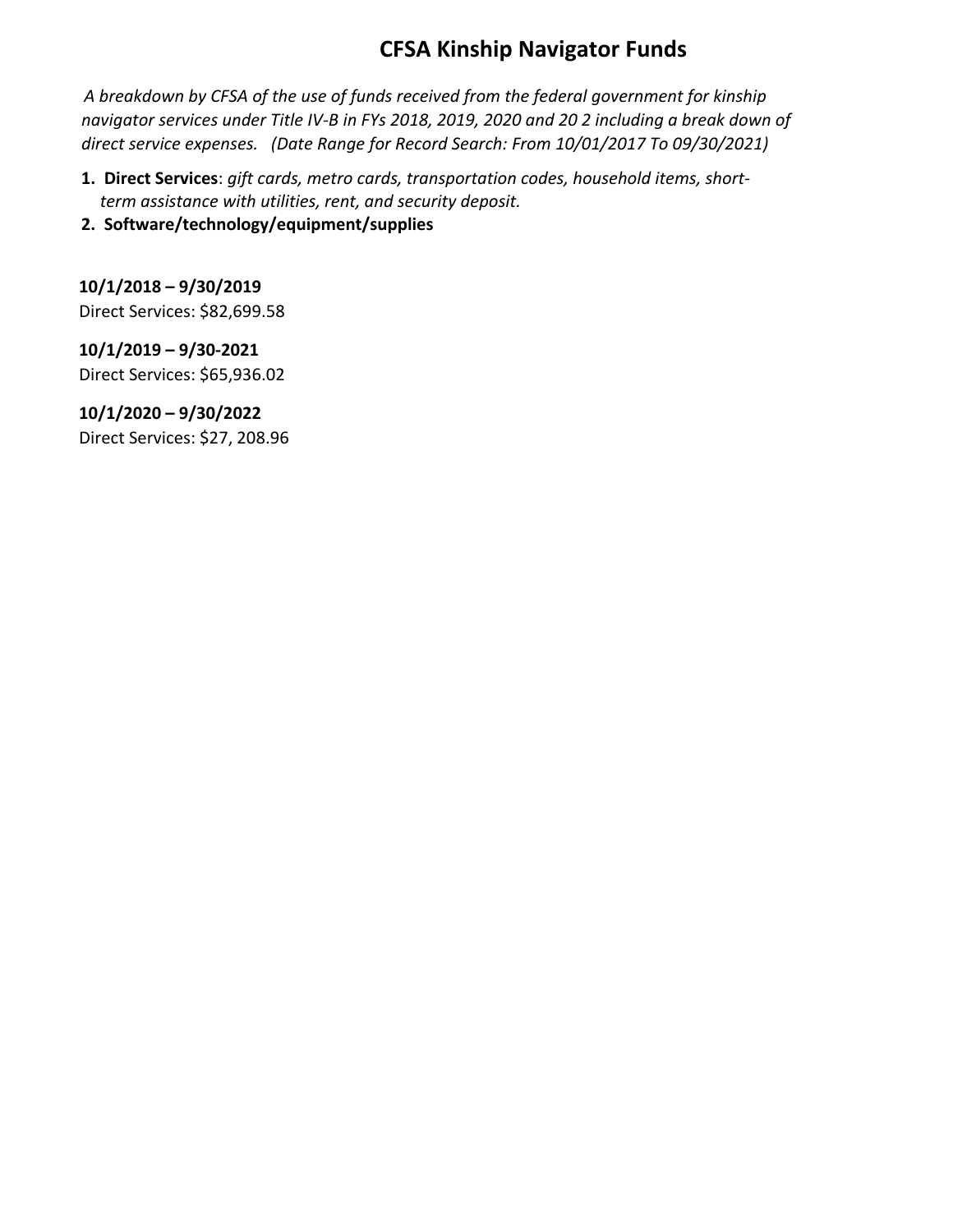# CFSA Kinship Navigator Funds

*A breakdown by CFSA of the use of funds received from the federal government for kinship navigator services under Title IV-B in FYs 2018, 2019, 2020 and 20 2 including a break down of direct service expenses. (Date Range for Record Search: From 10/01/2017 To 09/30/2021)*

1. **Direct Services**: *gift cards, metro cards, transportation codes, household items, short-term assistance with utilities, rent, and security deposit.*
2. **Software/technology/equipment/supplies**

**10/1/2018 – 9/30/2019**
Direct Services: $82,699.58

**10/1/2019 – 9/30-2021**
Direct Services: $65,936.02

**10/1/2020 – 9/30/2022**
Direct Services: $27, 208.96